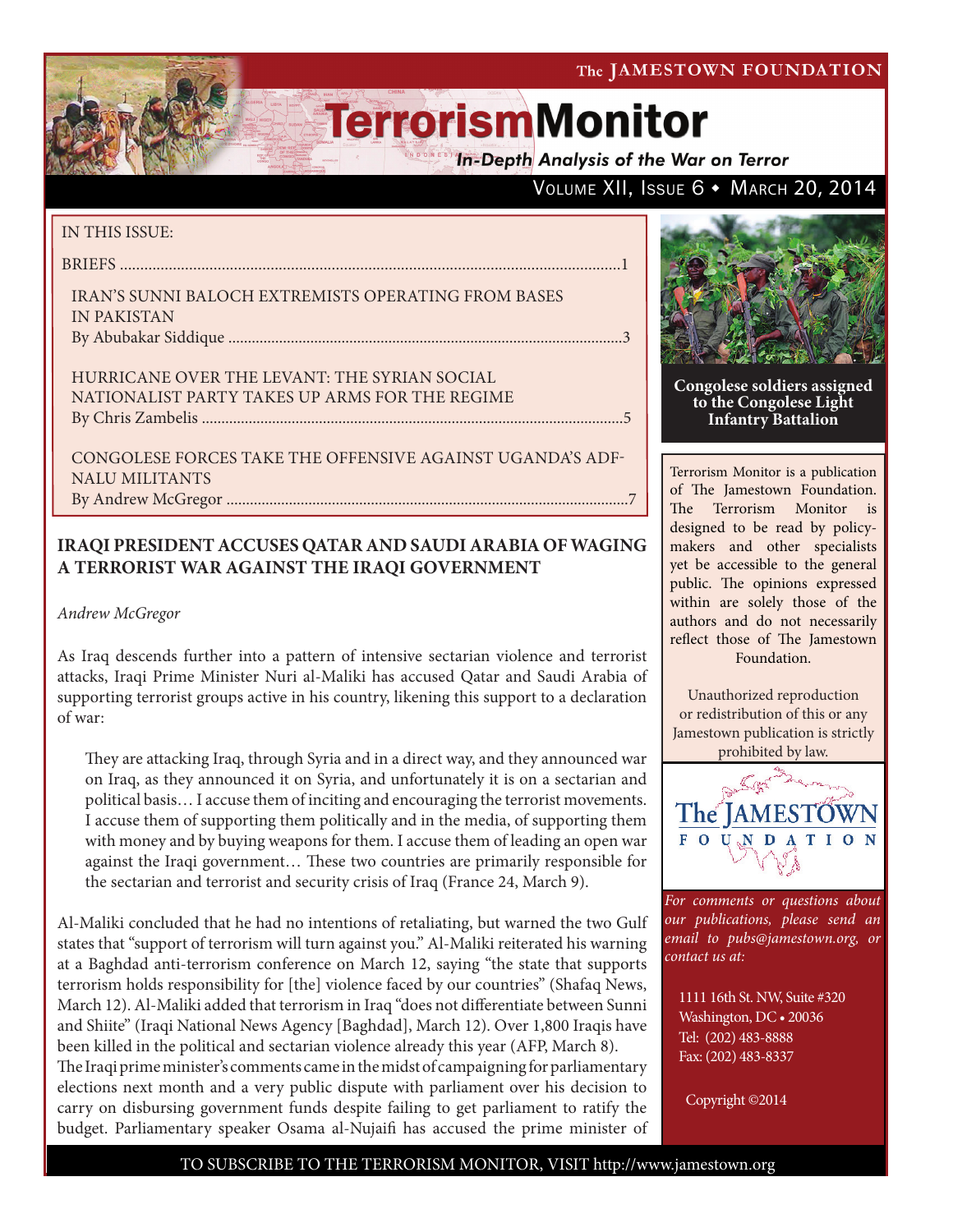The JAMESTOWN FOUNDATION

# TerrorismMonitor

*In-Depth Analysis of the War on Terror*

Volume XII, Issue 6 ♦ March 20, 2014

IN THIS ISSUE:

BRIEFS ....................................................................................................................1

IRAN'S SUNNI BALOCH EXTREMISTS OPERATING FROM BASES IN PAKISTAN
By Abubakar Siddique ....................................................................................................3

HURRICANE OVER THE LEVANT: THE SYRIAN SOCIAL NATIONALIST PARTY TAKES UP ARMS FOR THE REGIME
By Chris Zambelis ............................................................................................................5

CONGOLESE FORCES TAKE THE OFFENSIVE AGAINST UGANDA'S ADF-NALU MILITANTS
By Andrew McGregor ......................................................................................................7

**Congolese soldiers assigned to the Congolese Light Infantry Battalion**

Terrorism Monitor is a publication of The Jamestown Foundation. The Terrorism Monitor is designed to be read by policy-makers and other specialists yet be accessible to the general public. The opinions expressed within are solely those of the authors and do not necessarily reflect those of The Jamestown Foundation.

Unauthorized reproduction or redistribution of this or any Jamestown publication is strictly prohibited by law.

*For comments or questions about our publications, please send an email to pubs@jamestown.org, or contact us at:*

1111 16th St. NW, Suite #320
Washington, DC • 20036
Tel: (202) 483-8888
Fax: (202) 483-8337

Copyright ©2014

## IRAQI PRESIDENT ACCUSES QATAR AND SAUDI ARABIA OF WAGING A TERRORIST WAR AGAINST THE IRAQI GOVERNMENT

*Andrew McGregor*

As Iraq descends further into a pattern of intensive sectarian violence and terrorist attacks, Iraqi Prime Minister Nuri al-Maliki has accused Qatar and Saudi Arabia of supporting terrorist groups active in his country, likening this support to a declaration of war:

> They are attacking Iraq, through Syria and in a direct way, and they announced war on Iraq, as they announced it on Syria, and unfortunately it is on a sectarian and political basis… I accuse them of inciting and encouraging the terrorist movements. I accuse them of supporting them politically and in the media, of supporting them with money and by buying weapons for them. I accuse them of leading an open war against the Iraqi government… These two countries are primarily responsible for the sectarian and terrorist and security crisis of Iraq (France 24, March 9).

Al-Maliki concluded that he had no intentions of retaliating, but warned the two Gulf states that "support of terrorism will turn against you." Al-Maliki reiterated his warning at a Baghdad anti-terrorism conference on March 12, saying "the state that supports terrorism holds responsibility for [the] violence faced by our countries" (Shafaq News, March 12). Al-Maliki added that terrorism in Iraq "does not differentiate between Sunni and Shiite" (Iraqi National News Agency [Baghdad], March 12). Over 1,800 Iraqis have been killed in the political and sectarian violence already this year (AFP, March 8).

The Iraqi prime minister's comments came in the midst of campaigning for parliamentary elections next month and a very public dispute with parliament over his decision to carry on disbursing government funds despite failing to get parliament to ratify the budget. Parliamentary speaker Osama al-Nujaifi has accused the prime minister of

TO SUBSCRIBE TO THE TERRORISM MONITOR, VISIT http://www.jamestown.org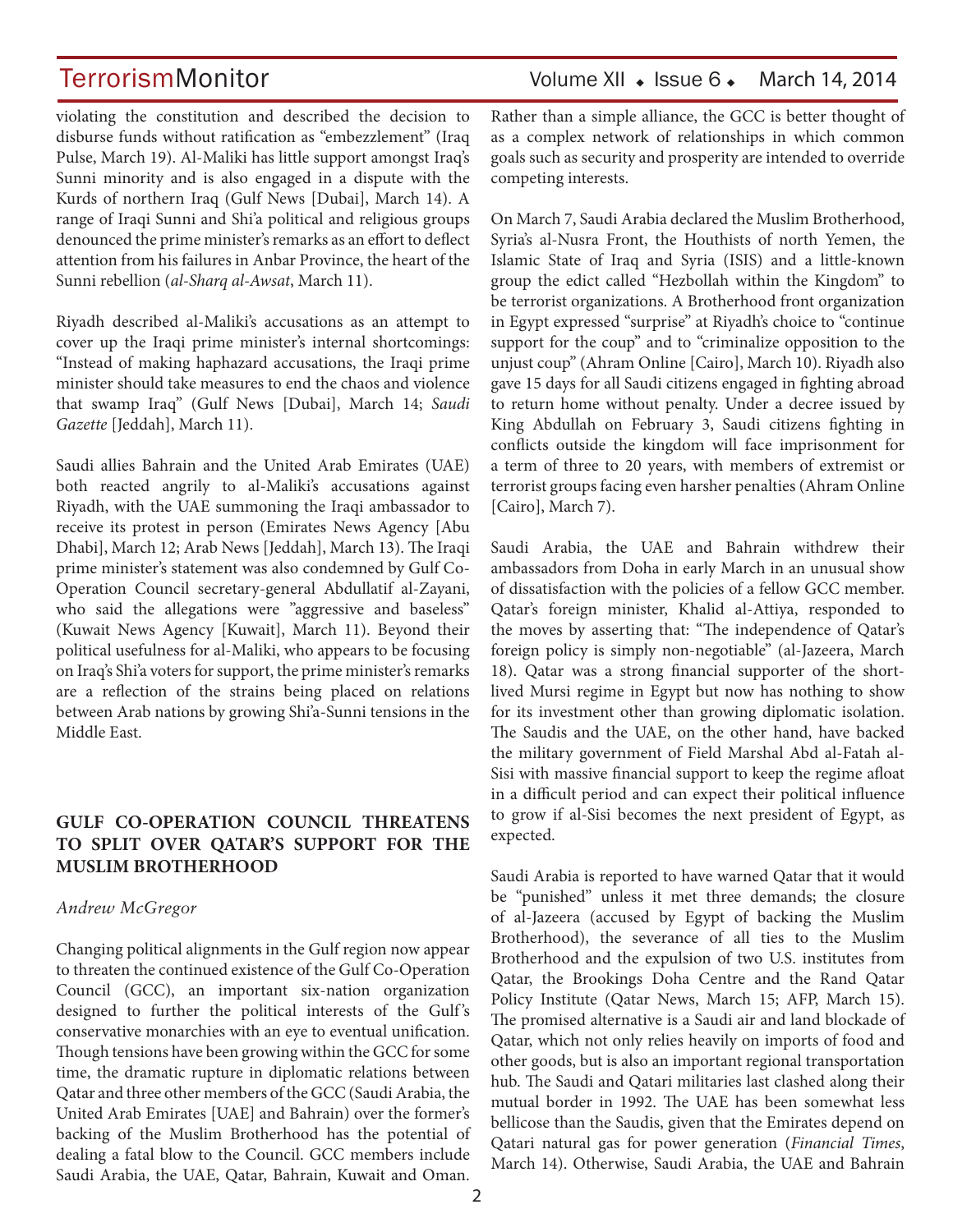violating the constitution and described the decision to disburse funds without ratification as "embezzlement" (Iraq Pulse, March 19). Al-Maliki has little support amongst Iraq's Sunni minority and is also engaged in a dispute with the Kurds of northern Iraq (Gulf News [Dubai], March 14). A range of Iraqi Sunni and Shi'a political and religious groups denounced the prime minister's remarks as an effort to deflect attention from his failures in Anbar Province, the heart of the Sunni rebellion (*al-Sharq al-Awsat*, March 11).

Riyadh described al-Maliki's accusations as an attempt to cover up the Iraqi prime minister's internal shortcomings: "Instead of making haphazard accusations, the Iraqi prime minister should take measures to end the chaos and violence that swamp Iraq" (Gulf News [Dubai], March 14; *Saudi Gazette* [Jeddah], March 11).

Saudi allies Bahrain and the United Arab Emirates (UAE) both reacted angrily to al-Maliki's accusations against Riyadh, with the UAE summoning the Iraqi ambassador to receive its protest in person (Emirates News Agency [Abu Dhabi], March 12; Arab News [Jeddah], March 13). The Iraqi prime minister's statement was also condemned by Gulf Co-Operation Council secretary-general Abdullatif al-Zayani, who said the allegations were "aggressive and baseless" (Kuwait News Agency [Kuwait], March 11). Beyond their political usefulness for al-Maliki, who appears to be focusing on Iraq's Shi'a voters for support, the prime minister's remarks are a reflection of the strains being placed on relations between Arab nations by growing Shi'a-Sunni tensions in the Middle East.

## GULF CO-OPERATION COUNCIL THREATENS TO SPLIT OVER QATAR'S SUPPORT FOR THE MUSLIM BROTHERHOOD

*Andrew McGregor*

Changing political alignments in the Gulf region now appear to threaten the continued existence of the Gulf Co-Operation Council (GCC), an important six-nation organization designed to further the political interests of the Gulf's conservative monarchies with an eye to eventual unification. Though tensions have been growing within the GCC for some time, the dramatic rupture in diplomatic relations between Qatar and three other members of the GCC (Saudi Arabia, the United Arab Emirates [UAE] and Bahrain) over the former's backing of the Muslim Brotherhood has the potential of dealing a fatal blow to the Council. GCC members include Saudi Arabia, the UAE, Qatar, Bahrain, Kuwait and Oman. Rather than a simple alliance, the GCC is better thought of as a complex network of relationships in which common goals such as security and prosperity are intended to override competing interests.

On March 7, Saudi Arabia declared the Muslim Brotherhood, Syria's al-Nusra Front, the Houthists of north Yemen, the Islamic State of Iraq and Syria (ISIS) and a little-known group the edict called "Hezbollah within the Kingdom" to be terrorist organizations. A Brotherhood front organization in Egypt expressed "surprise" at Riyadh's choice to "continue support for the coup" and to "criminalize opposition to the unjust coup" (Ahram Online [Cairo], March 10). Riyadh also gave 15 days for all Saudi citizens engaged in fighting abroad to return home without penalty. Under a decree issued by King Abdullah on February 3, Saudi citizens fighting in conflicts outside the kingdom will face imprisonment for a term of three to 20 years, with members of extremist or terrorist groups facing even harsher penalties (Ahram Online [Cairo], March 7).

Saudi Arabia, the UAE and Bahrain withdrew their ambassadors from Doha in early March in an unusual show of dissatisfaction with the policies of a fellow GCC member. Qatar's foreign minister, Khalid al-Attiya, responded to the moves by asserting that: "The independence of Qatar's foreign policy is simply non-negotiable" (al-Jazeera, March 18). Qatar was a strong financial supporter of the short-lived Mursi regime in Egypt but now has nothing to show for its investment other than growing diplomatic isolation. The Saudis and the UAE, on the other hand, have backed the military government of Field Marshal Abd al-Fatah al-Sisi with massive financial support to keep the regime afloat in a difficult period and can expect their political influence to grow if al-Sisi becomes the next president of Egypt, as expected.

Saudi Arabia is reported to have warned Qatar that it would be "punished" unless it met three demands; the closure of al-Jazeera (accused by Egypt of backing the Muslim Brotherhood), the severance of all ties to the Muslim Brotherhood and the expulsion of two U.S. institutes from Qatar, the Brookings Doha Centre and the Rand Qatar Policy Institute (Qatar News, March 15; AFP, March 15). The promised alternative is a Saudi air and land blockade of Qatar, which not only relies heavily on imports of food and other goods, but is also an important regional transportation hub. The Saudi and Qatari militaries last clashed along their mutual border in 1992. The UAE has been somewhat less bellicose than the Saudis, given that the Emirates depend on Qatari natural gas for power generation (*Financial Times*, March 14). Otherwise, Saudi Arabia, the UAE and Bahrain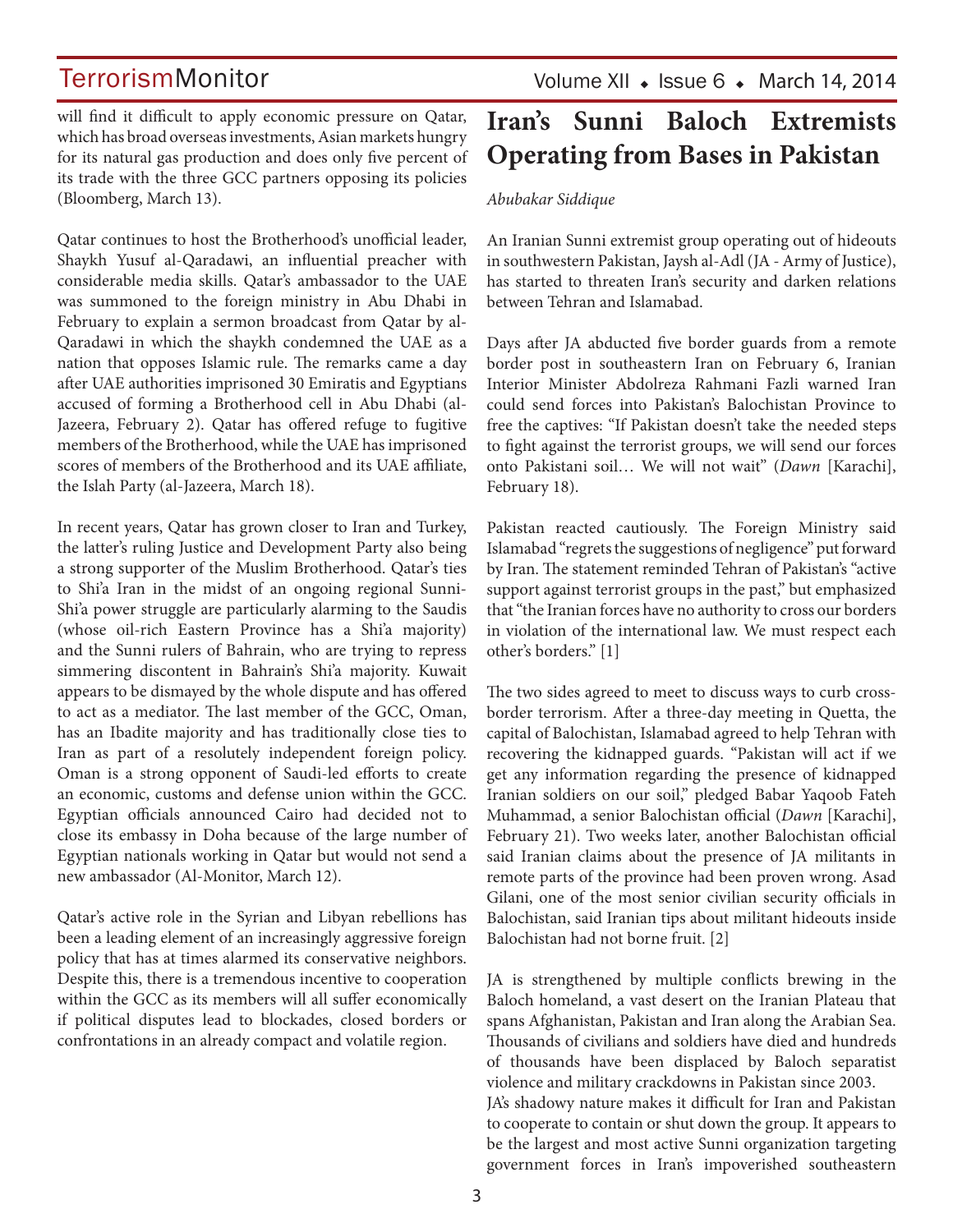will find it difficult to apply economic pressure on Qatar, which has broad overseas investments, Asian markets hungry for its natural gas production and does only five percent of its trade with the three GCC partners opposing its policies (Bloomberg, March 13).

Qatar continues to host the Brotherhood's unofficial leader, Shaykh Yusuf al-Qaradawi, an influential preacher with considerable media skills. Qatar's ambassador to the UAE was summoned to the foreign ministry in Abu Dhabi in February to explain a sermon broadcast from Qatar by al-Qaradawi in which the shaykh condemned the UAE as a nation that opposes Islamic rule. The remarks came a day after UAE authorities imprisoned 30 Emiratis and Egyptians accused of forming a Brotherhood cell in Abu Dhabi (al-Jazeera, February 2). Qatar has offered refuge to fugitive members of the Brotherhood, while the UAE has imprisoned scores of members of the Brotherhood and its UAE affiliate, the Islah Party (al-Jazeera, March 18).

In recent years, Qatar has grown closer to Iran and Turkey, the latter's ruling Justice and Development Party also being a strong supporter of the Muslim Brotherhood. Qatar's ties to Shi'a Iran in the midst of an ongoing regional Sunni-Shi'a power struggle are particularly alarming to the Saudis (whose oil-rich Eastern Province has a Shi'a majority) and the Sunni rulers of Bahrain, who are trying to repress simmering discontent in Bahrain's Shi'a majority. Kuwait appears to be dismayed by the whole dispute and has offered to act as a mediator. The last member of the GCC, Oman, has an Ibadite majority and has traditionally close ties to Iran as part of a resolutely independent foreign policy. Oman is a strong opponent of Saudi-led efforts to create an economic, customs and defense union within the GCC. Egyptian officials announced Cairo had decided not to close its embassy in Doha because of the large number of Egyptian nationals working in Qatar but would not send a new ambassador (Al-Monitor, March 12).

Qatar's active role in the Syrian and Libyan rebellions has been a leading element of an increasingly aggressive foreign policy that has at times alarmed its conservative neighbors. Despite this, there is a tremendous incentive to cooperation within the GCC as its members will all suffer economically if political disputes lead to blockades, closed borders or confrontations in an already compact and volatile region.

# Iran's Sunni Baloch Extremists Operating from Bases in Pakistan

*Abubakar Siddique*

An Iranian Sunni extremist group operating out of hideouts in southwestern Pakistan, Jaysh al-Adl (JA - Army of Justice), has started to threaten Iran's security and darken relations between Tehran and Islamabad.

Days after JA abducted five border guards from a remote border post in southeastern Iran on February 6, Iranian Interior Minister Abdolreza Rahmani Fazli warned Iran could send forces into Pakistan's Balochistan Province to free the captives: "If Pakistan doesn't take the needed steps to fight against the terrorist groups, we will send our forces onto Pakistani soil… We will not wait" (*Dawn* [Karachi], February 18).

Pakistan reacted cautiously. The Foreign Ministry said Islamabad "regrets the suggestions of negligence" put forward by Iran. The statement reminded Tehran of Pakistan's "active support against terrorist groups in the past," but emphasized that "the Iranian forces have no authority to cross our borders in violation of the international law. We must respect each other's borders." [1]

The two sides agreed to meet to discuss ways to curb cross-border terrorism. After a three-day meeting in Quetta, the capital of Balochistan, Islamabad agreed to help Tehran with recovering the kidnapped guards. "Pakistan will act if we get any information regarding the presence of kidnapped Iranian soldiers on our soil," pledged Babar Yaqoob Fateh Muhammad, a senior Balochistan official (*Dawn* [Karachi], February 21). Two weeks later, another Balochistan official said Iranian claims about the presence of JA militants in remote parts of the province had been proven wrong. Asad Gilani, one of the most senior civilian security officials in Balochistan, said Iranian tips about militant hideouts inside Balochistan had not borne fruit. [2]

JA is strengthened by multiple conflicts brewing in the Baloch homeland, a vast desert on the Iranian Plateau that spans Afghanistan, Pakistan and Iran along the Arabian Sea. Thousands of civilians and soldiers have died and hundreds of thousands have been displaced by Baloch separatist violence and military crackdowns in Pakistan since 2003.

JA's shadowy nature makes it difficult for Iran and Pakistan to cooperate to contain or shut down the group. It appears to be the largest and most active Sunni organization targeting government forces in Iran's impoverished southeastern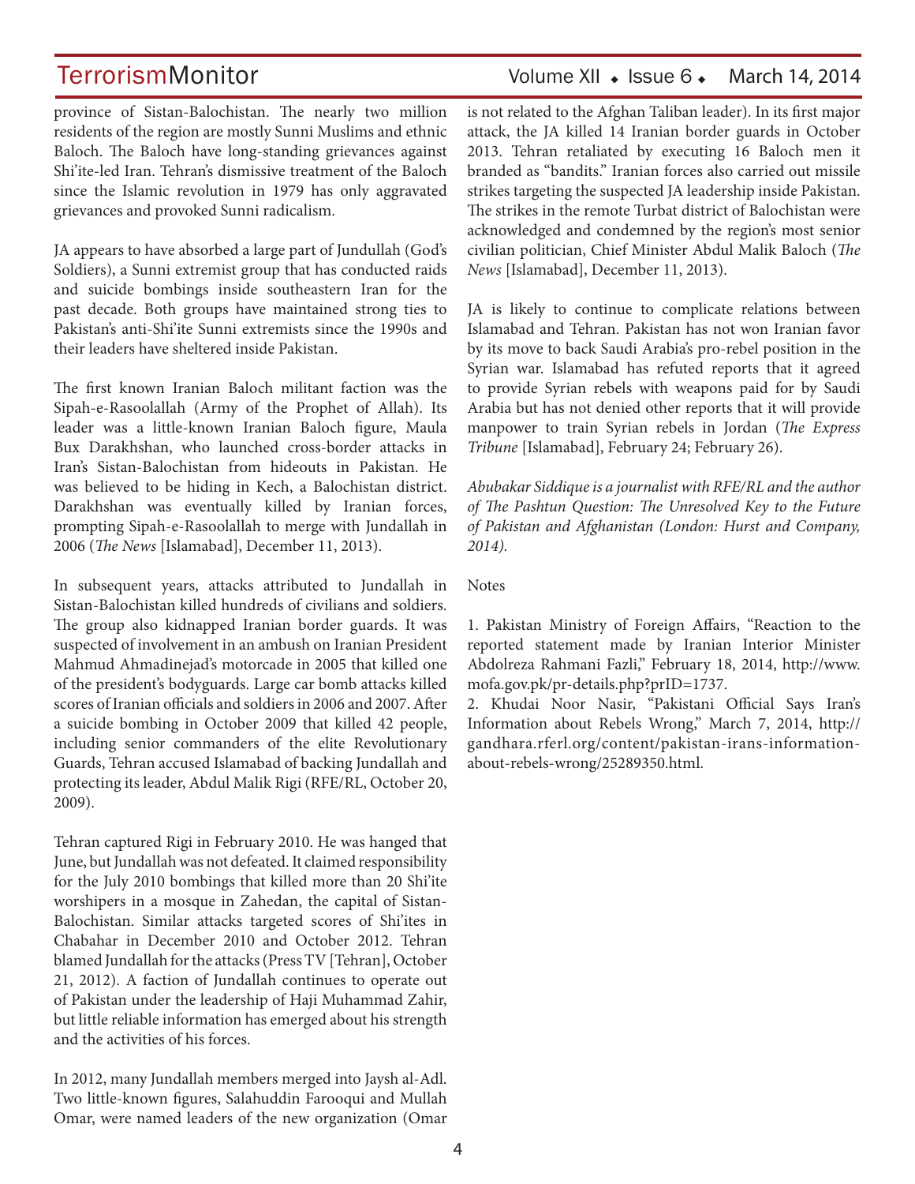province of Sistan-Balochistan. The nearly two million residents of the region are mostly Sunni Muslims and ethnic Baloch. The Baloch have long-standing grievances against Shi'ite-led Iran. Tehran's dismissive treatment of the Baloch since the Islamic revolution in 1979 has only aggravated grievances and provoked Sunni radicalism.

JA appears to have absorbed a large part of Jundullah (God's Soldiers), a Sunni extremist group that has conducted raids and suicide bombings inside southeastern Iran for the past decade. Both groups have maintained strong ties to Pakistan's anti-Shi'ite Sunni extremists since the 1990s and their leaders have sheltered inside Pakistan.

The first known Iranian Baloch militant faction was the Sipah-e-Rasoolallah (Army of the Prophet of Allah). Its leader was a little-known Iranian Baloch figure, Maula Bux Darakhshan, who launched cross-border attacks in Iran's Sistan-Balochistan from hideouts in Pakistan. He was believed to be hiding in Kech, a Balochistan district. Darakhshan was eventually killed by Iranian forces, prompting Sipah-e-Rasoolallah to merge with Jundallah in 2006 (*The News* [Islamabad], December 11, 2013).

In subsequent years, attacks attributed to Jundallah in Sistan-Balochistan killed hundreds of civilians and soldiers. The group also kidnapped Iranian border guards. It was suspected of involvement in an ambush on Iranian President Mahmud Ahmadinejad's motorcade in 2005 that killed one of the president's bodyguards. Large car bomb attacks killed scores of Iranian officials and soldiers in 2006 and 2007. After a suicide bombing in October 2009 that killed 42 people, including senior commanders of the elite Revolutionary Guards, Tehran accused Islamabad of backing Jundallah and protecting its leader, Abdul Malik Rigi (RFE/RL, October 20, 2009).

Tehran captured Rigi in February 2010. He was hanged that June, but Jundallah was not defeated. It claimed responsibility for the July 2010 bombings that killed more than 20 Shi'ite worshipers in a mosque in Zahedan, the capital of Sistan-Balochistan. Similar attacks targeted scores of Shi'ites in Chabahar in December 2010 and October 2012. Tehran blamed Jundallah for the attacks (Press TV [Tehran], October 21, 2012). A faction of Jundallah continues to operate out of Pakistan under the leadership of Haji Muhammad Zahir, but little reliable information has emerged about his strength and the activities of his forces.

In 2012, many Jundallah members merged into Jaysh al-Adl. Two little-known figures, Salahuddin Farooqui and Mullah Omar, were named leaders of the new organization (Omar is not related to the Afghan Taliban leader). In its first major attack, the JA killed 14 Iranian border guards in October 2013. Tehran retaliated by executing 16 Baloch men it branded as "bandits." Iranian forces also carried out missile strikes targeting the suspected JA leadership inside Pakistan. The strikes in the remote Turbat district of Balochistan were acknowledged and condemned by the region's most senior civilian politician, Chief Minister Abdul Malik Baloch (*The News* [Islamabad], December 11, 2013).

JA is likely to continue to complicate relations between Islamabad and Tehran. Pakistan has not won Iranian favor by its move to back Saudi Arabia's pro-rebel position in the Syrian war. Islamabad has refuted reports that it agreed to provide Syrian rebels with weapons paid for by Saudi Arabia but has not denied other reports that it will provide manpower to train Syrian rebels in Jordan (*The Express Tribune* [Islamabad], February 24; February 26).

*Abubakar Siddique is a journalist with RFE/RL and the author of The Pashtun Question: The Unresolved Key to the Future of Pakistan and Afghanistan (London: Hurst and Company, 2014).*

Notes

1. Pakistan Ministry of Foreign Affairs, "Reaction to the reported statement made by Iranian Interior Minister Abdolreza Rahmani Fazli," February 18, 2014, http://www.mofa.gov.pk/pr-details.php?prID=1737.
2. Khudai Noor Nasir, "Pakistani Official Says Iran's Information about Rebels Wrong," March 7, 2014, http://gandhara.rferl.org/content/pakistan-irans-information-about-rebels-wrong/25289350.html.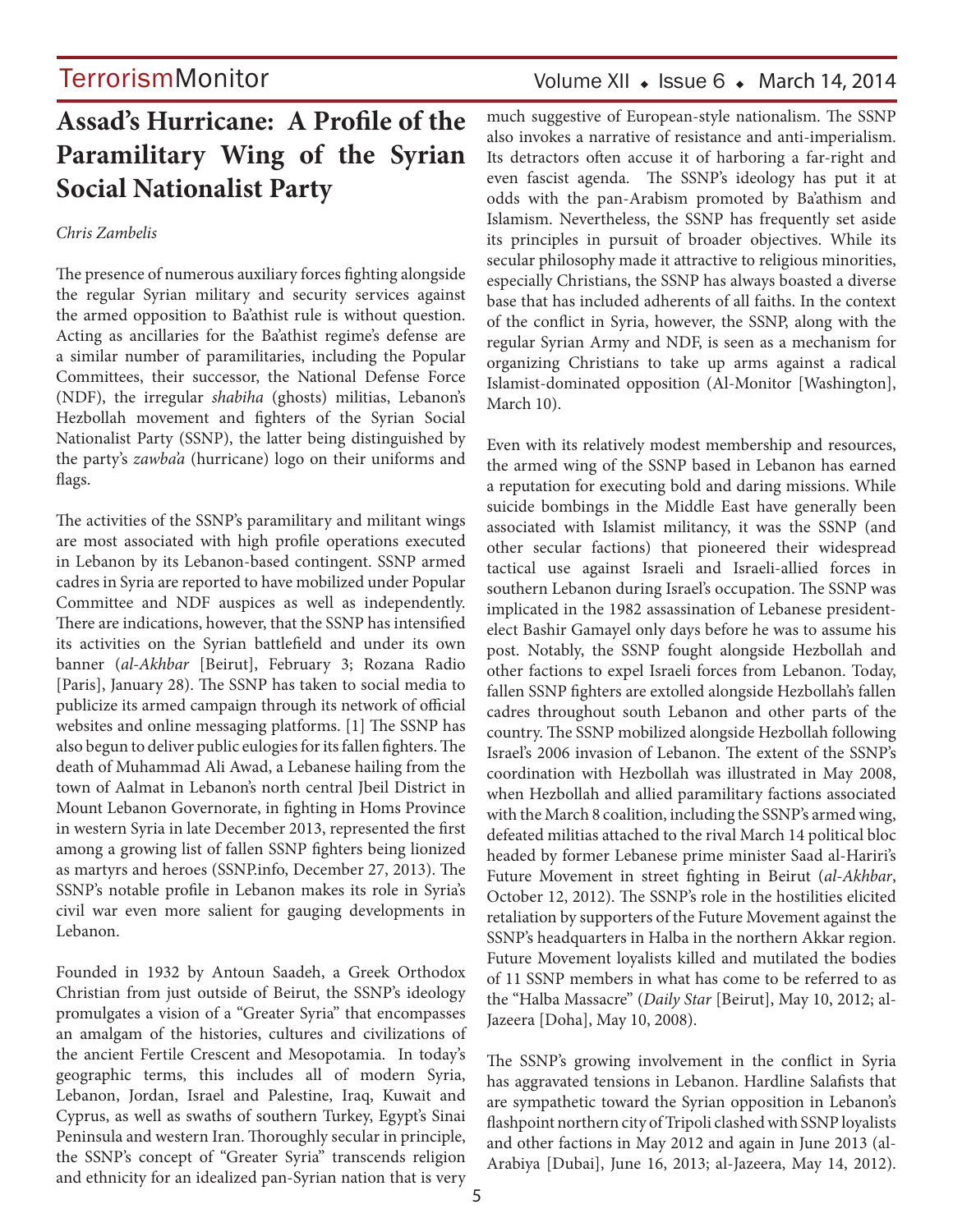# Assad's Hurricane: A Profile of the Paramilitary Wing of the Syrian Social Nationalist Party

*Chris Zambelis*

The presence of numerous auxiliary forces fighting alongside the regular Syrian military and security services against the armed opposition to Ba'athist rule is without question. Acting as ancillaries for the Ba'athist regime's defense are a similar number of paramilitaries, including the Popular Committees, their successor, the National Defense Force (NDF), the irregular *shabiha* (ghosts) militias, Lebanon's Hezbollah movement and fighters of the Syrian Social Nationalist Party (SSNP), the latter being distinguished by the party's *zawba'a* (hurricane) logo on their uniforms and flags.

The activities of the SSNP's paramilitary and militant wings are most associated with high profile operations executed in Lebanon by its Lebanon-based contingent. SSNP armed cadres in Syria are reported to have mobilized under Popular Committee and NDF auspices as well as independently. There are indications, however, that the SSNP has intensified its activities on the Syrian battlefield and under its own banner (*al-Akhbar* [Beirut], February 3; Rozana Radio [Paris], January 28). The SSNP has taken to social media to publicize its armed campaign through its network of official websites and online messaging platforms. [1] The SSNP has also begun to deliver public eulogies for its fallen fighters. The death of Muhammad Ali Awad, a Lebanese hailing from the town of Aalmat in Lebanon's north central Jbeil District in Mount Lebanon Governorate, in fighting in Homs Province in western Syria in late December 2013, represented the first among a growing list of fallen SSNP fighters being lionized as martyrs and heroes (SSNP.info, December 27, 2013). The SSNP's notable profile in Lebanon makes its role in Syria's civil war even more salient for gauging developments in Lebanon.

Founded in 1932 by Antoun Saadeh, a Greek Orthodox Christian from just outside of Beirut, the SSNP's ideology promulgates a vision of a "Greater Syria" that encompasses an amalgam of the histories, cultures and civilizations of the ancient Fertile Crescent and Mesopotamia. In today's geographic terms, this includes all of modern Syria, Lebanon, Jordan, Israel and Palestine, Iraq, Kuwait and Cyprus, as well as swaths of southern Turkey, Egypt's Sinai Peninsula and western Iran. Thoroughly secular in principle, the SSNP's concept of "Greater Syria" transcends religion and ethnicity for an idealized pan-Syrian nation that is very much suggestive of European-style nationalism. The SSNP also invokes a narrative of resistance and anti-imperialism. Its detractors often accuse it of harboring a far-right and even fascist agenda. The SSNP's ideology has put it at odds with the pan-Arabism promoted by Ba'athism and Islamism. Nevertheless, the SSNP has frequently set aside its principles in pursuit of broader objectives. While its secular philosophy made it attractive to religious minorities, especially Christians, the SSNP has always boasted a diverse base that has included adherents of all faiths. In the context of the conflict in Syria, however, the SSNP, along with the regular Syrian Army and NDF, is seen as a mechanism for organizing Christians to take up arms against a radical Islamist-dominated opposition (Al-Monitor [Washington], March 10).

Even with its relatively modest membership and resources, the armed wing of the SSNP based in Lebanon has earned a reputation for executing bold and daring missions. While suicide bombings in the Middle East have generally been associated with Islamist militancy, it was the SSNP (and other secular factions) that pioneered their widespread tactical use against Israeli and Israeli-allied forces in southern Lebanon during Israel's occupation. The SSNP was implicated in the 1982 assassination of Lebanese president-elect Bashir Gamayel only days before he was to assume his post. Notably, the SSNP fought alongside Hezbollah and other factions to expel Israeli forces from Lebanon. Today, fallen SSNP fighters are extolled alongside Hezbollah's fallen cadres throughout south Lebanon and other parts of the country. The SSNP mobilized alongside Hezbollah following Israel's 2006 invasion of Lebanon. The extent of the SSNP's coordination with Hezbollah was illustrated in May 2008, when Hezbollah and allied paramilitary factions associated with the March 8 coalition, including the SSNP's armed wing, defeated militias attached to the rival March 14 political bloc headed by former Lebanese prime minister Saad al-Hariri's Future Movement in street fighting in Beirut (*al-Akhbar*, October 12, 2012). The SSNP's role in the hostilities elicited retaliation by supporters of the Future Movement against the SSNP's headquarters in Halba in the northern Akkar region. Future Movement loyalists killed and mutilated the bodies of 11 SSNP members in what has come to be referred to as the "Halba Massacre" (*Daily Star* [Beirut], May 10, 2012; al-Jazeera [Doha], May 10, 2008).

The SSNP's growing involvement in the conflict in Syria has aggravated tensions in Lebanon. Hardline Salafists that are sympathetic toward the Syrian opposition in Lebanon's flashpoint northern city of Tripoli clashed with SSNP loyalists and other factions in May 2012 and again in June 2013 (al-Arabiya [Dubai], June 16, 2013; al-Jazeera, May 14, 2012).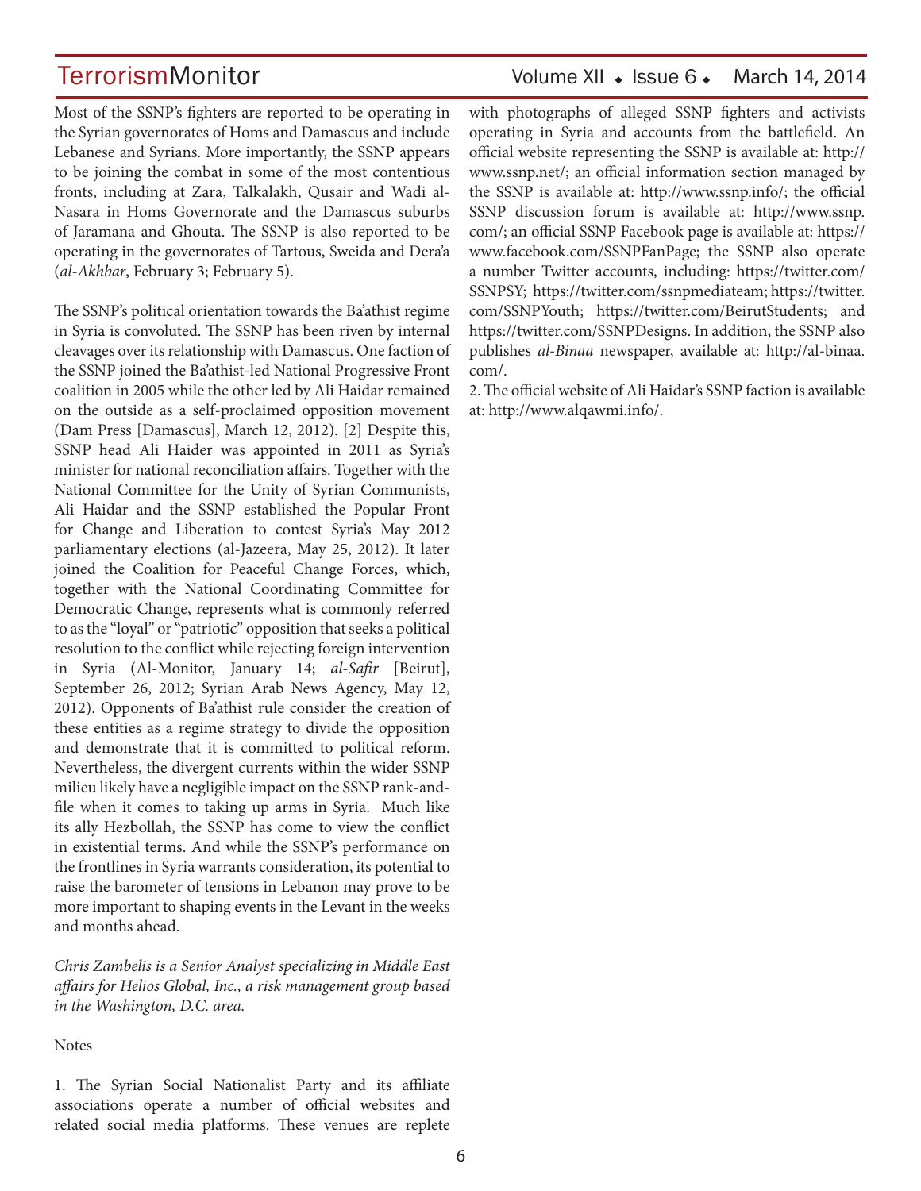Most of the SSNP's fighters are reported to be operating in the Syrian governorates of Homs and Damascus and include Lebanese and Syrians. More importantly, the SSNP appears to be joining the combat in some of the most contentious fronts, including at Zara, Talkalakh, Qusair and Wadi al-Nasara in Homs Governorate and the Damascus suburbs of Jaramana and Ghouta. The SSNP is also reported to be operating in the governorates of Tartous, Sweida and Dera'a (*al-Akhbar*, February 3; February 5).

The SSNP's political orientation towards the Ba'athist regime in Syria is convoluted. The SSNP has been riven by internal cleavages over its relationship with Damascus. One faction of the SSNP joined the Ba'athist-led National Progressive Front coalition in 2005 while the other led by Ali Haidar remained on the outside as a self-proclaimed opposition movement (Dam Press [Damascus], March 12, 2012). [2] Despite this, SSNP head Ali Haider was appointed in 2011 as Syria's minister for national reconciliation affairs. Together with the National Committee for the Unity of Syrian Communists, Ali Haidar and the SSNP established the Popular Front for Change and Liberation to contest Syria's May 2012 parliamentary elections (al-Jazeera, May 25, 2012). It later joined the Coalition for Peaceful Change Forces, which, together with the National Coordinating Committee for Democratic Change, represents what is commonly referred to as the "loyal" or "patriotic" opposition that seeks a political resolution to the conflict while rejecting foreign intervention in Syria (Al-Monitor, January 14; *al-Safir* [Beirut], September 26, 2012; Syrian Arab News Agency, May 12, 2012). Opponents of Ba'athist rule consider the creation of these entities as a regime strategy to divide the opposition and demonstrate that it is committed to political reform. Nevertheless, the divergent currents within the wider SSNP milieu likely have a negligible impact on the SSNP rank-and-file when it comes to taking up arms in Syria. Much like its ally Hezbollah, the SSNP has come to view the conflict in existential terms. And while the SSNP's performance on the frontlines in Syria warrants consideration, its potential to raise the barometer of tensions in Lebanon may prove to be more important to shaping events in the Levant in the weeks and months ahead.

*Chris Zambelis is a Senior Analyst specializing in Middle East affairs for Helios Global, Inc., a risk management group based in the Washington, D.C. area.*

Notes

1. The Syrian Social Nationalist Party and its affiliate associations operate a number of official websites and related social media platforms. These venues are replete with photographs of alleged SSNP fighters and activists operating in Syria and accounts from the battlefield. An official website representing the SSNP is available at: http://www.ssnp.net/; an official information section managed by the SSNP is available at: http://www.ssnp.info/; the official SSNP discussion forum is available at: http://www.ssnp.com/; an official SSNP Facebook page is available at: https://www.facebook.com/SSNPFanPage; the SSNP also operate a number Twitter accounts, including: https://twitter.com/SSNPSY; https://twitter.com/ssnpmediateam; https://twitter.com/SSNPYouth; https://twitter.com/BeirutStudents; and https://twitter.com/SSNPDesigns. In addition, the SSNP also publishes *al-Binaa* newspaper, available at: http://al-binaa.com/.

2. The official website of Ali Haidar's SSNP faction is available at: http://www.alqawmi.info/.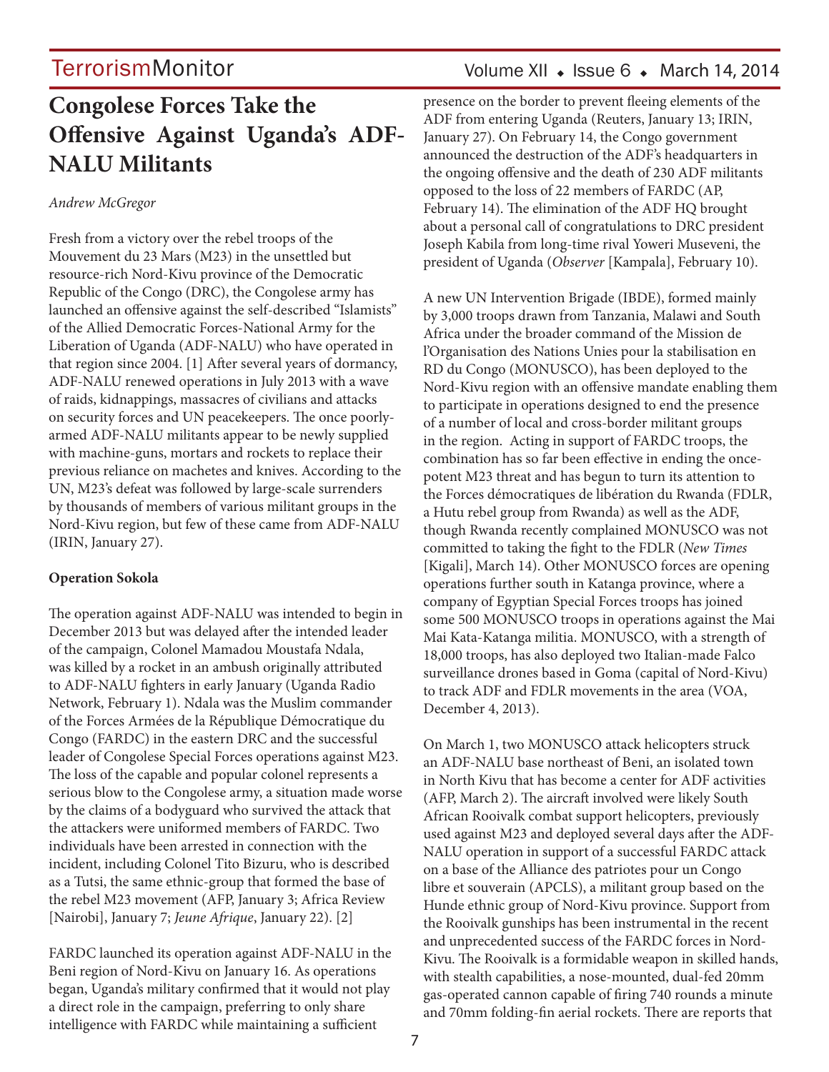# Congolese Forces Take the Offensive Against Uganda's ADF-NALU Militants

*Andrew McGregor*

Fresh from a victory over the rebel troops of the Mouvement du 23 Mars (M23) in the unsettled but resource-rich Nord-Kivu province of the Democratic Republic of the Congo (DRC), the Congolese army has launched an offensive against the self-described "Islamists" of the Allied Democratic Forces-National Army for the Liberation of Uganda (ADF-NALU) who have operated in that region since 2004. [1] After several years of dormancy, ADF-NALU renewed operations in July 2013 with a wave of raids, kidnappings, massacres of civilians and attacks on security forces and UN peacekeepers. The once poorly-armed ADF-NALU militants appear to be newly supplied with machine-guns, mortars and rockets to replace their previous reliance on machetes and knives. According to the UN, M23's defeat was followed by large-scale surrenders by thousands of members of various militant groups in the Nord-Kivu region, but few of these came from ADF-NALU (IRIN, January 27).

**Operation Sokola**

The operation against ADF-NALU was intended to begin in December 2013 but was delayed after the intended leader of the campaign, Colonel Mamadou Moustafa Ndala, was killed by a rocket in an ambush originally attributed to ADF-NALU fighters in early January (Uganda Radio Network, February 1). Ndala was the Muslim commander of the Forces Armées de la République Démocratique du Congo (FARDC) in the eastern DRC and the successful leader of Congolese Special Forces operations against M23. The loss of the capable and popular colonel represents a serious blow to the Congolese army, a situation made worse by the claims of a bodyguard who survived the attack that the attackers were uniformed members of FARDC. Two individuals have been arrested in connection with the incident, including Colonel Tito Bizuru, who is described as a Tutsi, the same ethnic-group that formed the base of the rebel M23 movement (AFP, January 3; Africa Review [Nairobi], January 7; *Jeune Afrique*, January 22). [2]

FARDC launched its operation against ADF-NALU in the Beni region of Nord-Kivu on January 16. As operations began, Uganda's military confirmed that it would not play a direct role in the campaign, preferring to only share intelligence with FARDC while maintaining a sufficient presence on the border to prevent fleeing elements of the ADF from entering Uganda (Reuters, January 13; IRIN, January 27). On February 14, the Congo government announced the destruction of the ADF's headquarters in the ongoing offensive and the death of 230 ADF militants opposed to the loss of 22 members of FARDC (AP, February 14). The elimination of the ADF HQ brought about a personal call of congratulations to DRC president Joseph Kabila from long-time rival Yoweri Museveni, the president of Uganda (*Observer* [Kampala], February 10).

A new UN Intervention Brigade (IBDE), formed mainly by 3,000 troops drawn from Tanzania, Malawi and South Africa under the broader command of the Mission de l'Organisation des Nations Unies pour la stabilisation en RD du Congo (MONUSCO), has been deployed to the Nord-Kivu region with an offensive mandate enabling them to participate in operations designed to end the presence of a number of local and cross-border militant groups in the region. Acting in support of FARDC troops, the combination has so far been effective in ending the once-potent M23 threat and has begun to turn its attention to the Forces démocratiques de libération du Rwanda (FDLR, a Hutu rebel group from Rwanda) as well as the ADF, though Rwanda recently complained MONUSCO was not committed to taking the fight to the FDLR (*New Times* [Kigali], March 14). Other MONUSCO forces are opening operations further south in Katanga province, where a company of Egyptian Special Forces troops has joined some 500 MONUSCO troops in operations against the Mai Mai Kata-Katanga militia. MONUSCO, with a strength of 18,000 troops, has also deployed two Italian-made Falco surveillance drones based in Goma (capital of Nord-Kivu) to track ADF and FDLR movements in the area (VOA, December 4, 2013).

On March 1, two MONUSCO attack helicopters struck an ADF-NALU base northeast of Beni, an isolated town in North Kivu that has become a center for ADF activities (AFP, March 2). The aircraft involved were likely South African Rooivalk combat support helicopters, previously used against M23 and deployed several days after the ADF-NALU operation in support of a successful FARDC attack on a base of the Alliance des patriotes pour un Congo libre et souverain (APCLS), a militant group based on the Hunde ethnic group of Nord-Kivu province. Support from the Rooivalk gunships has been instrumental in the recent and unprecedented success of the FARDC forces in Nord-Kivu. The Rooivalk is a formidable weapon in skilled hands, with stealth capabilities, a nose-mounted, dual-fed 20mm gas-operated cannon capable of firing 740 rounds a minute and 70mm folding-fin aerial rockets. There are reports that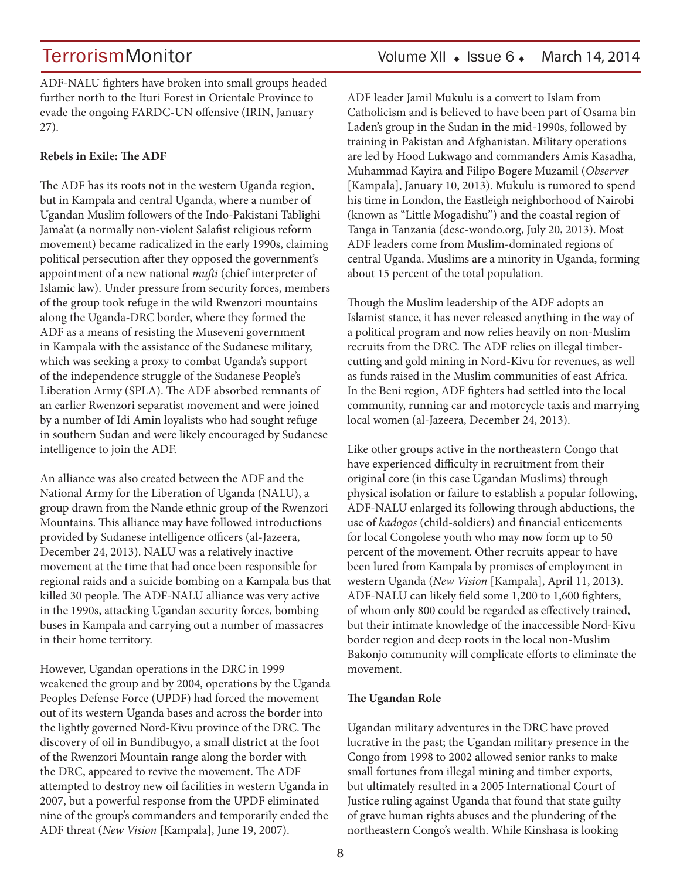ADF-NALU fighters have broken into small groups headed further north to the Ituri Forest in Orientale Province to evade the ongoing FARDC-UN offensive (IRIN, January 27).

**Rebels in Exile: The ADF**

The ADF has its roots not in the western Uganda region, but in Kampala and central Uganda, where a number of Ugandan Muslim followers of the Indo-Pakistani Tablighi Jama'at (a normally non-violent Salafist religious reform movement) became radicalized in the early 1990s, claiming political persecution after they opposed the government's appointment of a new national *mufti* (chief interpreter of Islamic law). Under pressure from security forces, members of the group took refuge in the wild Rwenzori mountains along the Uganda-DRC border, where they formed the ADF as a means of resisting the Museveni government in Kampala with the assistance of the Sudanese military, which was seeking a proxy to combat Uganda's support of the independence struggle of the Sudanese People's Liberation Army (SPLA). The ADF absorbed remnants of an earlier Rwenzori separatist movement and were joined by a number of Idi Amin loyalists who had sought refuge in southern Sudan and were likely encouraged by Sudanese intelligence to join the ADF.

An alliance was also created between the ADF and the National Army for the Liberation of Uganda (NALU), a group drawn from the Nande ethnic group of the Rwenzori Mountains. This alliance may have followed introductions provided by Sudanese intelligence officers (al-Jazeera, December 24, 2013). NALU was a relatively inactive movement at the time that had once been responsible for regional raids and a suicide bombing on a Kampala bus that killed 30 people. The ADF-NALU alliance was very active in the 1990s, attacking Ugandan security forces, bombing buses in Kampala and carrying out a number of massacres in their home territory.

However, Ugandan operations in the DRC in 1999 weakened the group and by 2004, operations by the Uganda Peoples Defense Force (UPDF) had forced the movement out of its western Uganda bases and across the border into the lightly governed Nord-Kivu province of the DRC. The discovery of oil in Bundibugyo, a small district at the foot of the Rwenzori Mountain range along the border with the DRC, appeared to revive the movement. The ADF attempted to destroy new oil facilities in western Uganda in 2007, but a powerful response from the UPDF eliminated nine of the group's commanders and temporarily ended the ADF threat (*New Vision* [Kampala], June 19, 2007).

ADF leader Jamil Mukulu is a convert to Islam from Catholicism and is believed to have been part of Osama bin Laden's group in the Sudan in the mid-1990s, followed by training in Pakistan and Afghanistan. Military operations are led by Hood Lukwago and commanders Amis Kasadha, Muhammad Kayira and Filipo Bogere Muzamil (*Observer* [Kampala], January 10, 2013). Mukulu is rumored to spend his time in London, the Eastleigh neighborhood of Nairobi (known as "Little Mogadishu") and the coastal region of Tanga in Tanzania (desc-wondo.org, July 20, 2013). Most ADF leaders come from Muslim-dominated regions of central Uganda. Muslims are a minority in Uganda, forming about 15 percent of the total population.

Though the Muslim leadership of the ADF adopts an Islamist stance, it has never released anything in the way of a political program and now relies heavily on non-Muslim recruits from the DRC. The ADF relies on illegal timber-cutting and gold mining in Nord-Kivu for revenues, as well as funds raised in the Muslim communities of east Africa. In the Beni region, ADF fighters had settled into the local community, running car and motorcycle taxis and marrying local women (al-Jazeera, December 24, 2013).

Like other groups active in the northeastern Congo that have experienced difficulty in recruitment from their original core (in this case Ugandan Muslims) through physical isolation or failure to establish a popular following, ADF-NALU enlarged its following through abductions, the use of *kadogos* (child-soldiers) and financial enticements for local Congolese youth who may now form up to 50 percent of the movement. Other recruits appear to have been lured from Kampala by promises of employment in western Uganda (*New Vision* [Kampala], April 11, 2013). ADF-NALU can likely field some 1,200 to 1,600 fighters, of whom only 800 could be regarded as effectively trained, but their intimate knowledge of the inaccessible Nord-Kivu border region and deep roots in the local non-Muslim Bakonjo community will complicate efforts to eliminate the movement.

**The Ugandan Role**

Ugandan military adventures in the DRC have proved lucrative in the past; the Ugandan military presence in the Congo from 1998 to 2002 allowed senior ranks to make small fortunes from illegal mining and timber exports, but ultimately resulted in a 2005 International Court of Justice ruling against Uganda that found that state guilty of grave human rights abuses and the plundering of the northeastern Congo's wealth. While Kinshasa is looking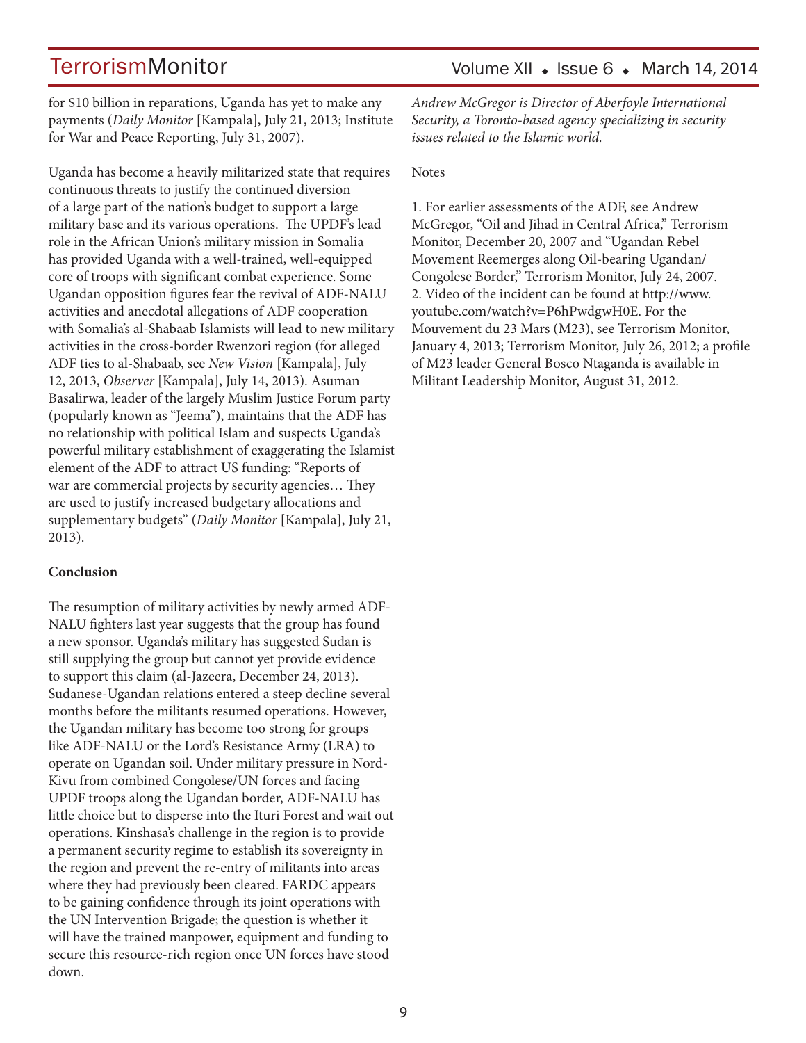for $10 billion in reparations, Uganda has yet to make any payments (*Daily Monitor* [Kampala], July 21, 2013; Institute for War and Peace Reporting, July 31, 2007).

Uganda has become a heavily militarized state that requires continuous threats to justify the continued diversion of a large part of the nation's budget to support a large military base and its various operations. The UPDF's lead role in the African Union's military mission in Somalia has provided Uganda with a well-trained, well-equipped core of troops with significant combat experience. Some Ugandan opposition figures fear the revival of ADF-NALU activities and anecdotal allegations of ADF cooperation with Somalia's al-Shabaab Islamists will lead to new military activities in the cross-border Rwenzori region (for alleged ADF ties to al-Shabaab, see *New Vision* [Kampala], July 12, 2013, *Observer* [Kampala], July 14, 2013). Asuman Basalirwa, leader of the largely Muslim Justice Forum party (popularly known as "Jeema"), maintains that the ADF has no relationship with political Islam and suspects Uganda's powerful military establishment of exaggerating the Islamist element of the ADF to attract US funding: "Reports of war are commercial projects by security agencies… They are used to justify increased budgetary allocations and supplementary budgets" (*Daily Monitor* [Kampala], July 21, 2013).

**Conclusion**

The resumption of military activities by newly armed ADF-NALU fighters last year suggests that the group has found a new sponsor. Uganda's military has suggested Sudan is still supplying the group but cannot yet provide evidence to support this claim (al-Jazeera, December 24, 2013). Sudanese-Ugandan relations entered a steep decline several months before the militants resumed operations. However, the Ugandan military has become too strong for groups like ADF-NALU or the Lord's Resistance Army (LRA) to operate on Ugandan soil. Under military pressure in Nord-Kivu from combined Congolese/UN forces and facing UPDF troops along the Ugandan border, ADF-NALU has little choice but to disperse into the Ituri Forest and wait out operations. Kinshasa's challenge in the region is to provide a permanent security regime to establish its sovereignty in the region and prevent the re-entry of militants into areas where they had previously been cleared. FARDC appears to be gaining confidence through its joint operations with the UN Intervention Brigade; the question is whether it will have the trained manpower, equipment and funding to secure this resource-rich region once UN forces have stood down.

*Andrew McGregor is Director of Aberfoyle International Security, a Toronto-based agency specializing in security issues related to the Islamic world.*

Notes

1. For earlier assessments of the ADF, see Andrew McGregor, "Oil and Jihad in Central Africa," Terrorism Monitor, December 20, 2007 and "Ugandan Rebel Movement Reemerges along Oil-bearing Ugandan/Congolese Border," Terrorism Monitor, July 24, 2007.
2. Video of the incident can be found at http://www.youtube.com/watch?v=P6hPwdgwH0E. For the Mouvement du 23 Mars (M23), see Terrorism Monitor, January 4, 2013; Terrorism Monitor, July 26, 2012; a profile of M23 leader General Bosco Ntaganda is available in Militant Leadership Monitor, August 31, 2012.